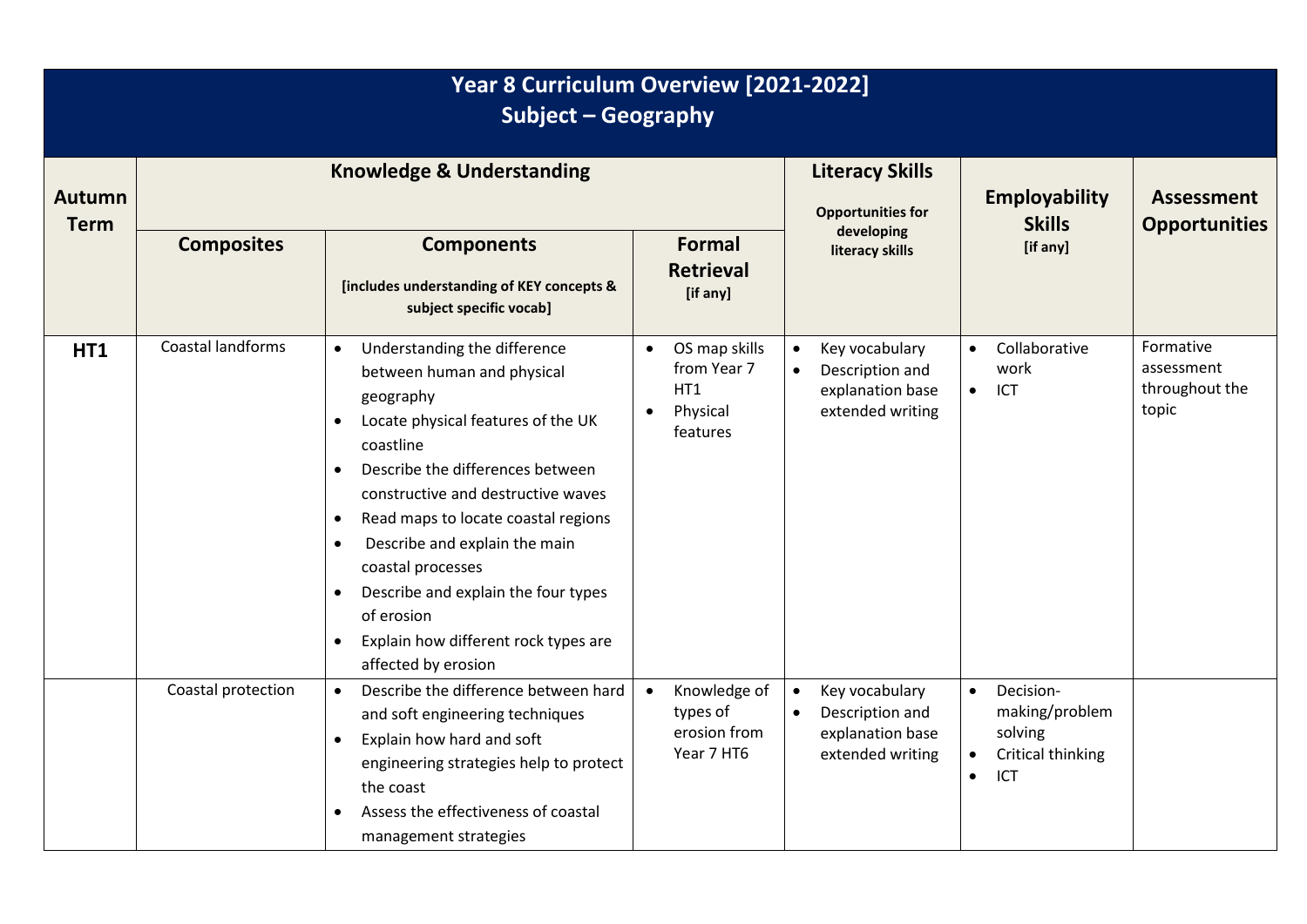# Year 8 Curriculum Overview [2021-2022]
## Subject – Geography

| Autumn Term | Knowledge & Understanding | | | Literacy Skills<br>Opportunities for developing literacy skills | Employability Skills<br>[if any] | Assessment Opportunities |
|---|---|---|---|---|---|---|
| | **Composites** | **Components**<br>[includes understanding of KEY concepts & subject specific vocab] | **Formal Retrieval**<br>[if any] | | | |
| **HT1** | Coastal landforms | • Understanding the difference between human and physical geography<br>• Locate physical features of the UK coastline<br>• Describe the differences between constructive and destructive waves<br>• Read maps to locate coastal regions<br>• Describe and explain the main coastal processes<br>• Describe and explain the four types of erosion<br>• Explain how different rock types are affected by erosion | • OS map skills from Year 7 HT1<br>• Physical features | • Key vocabulary<br>• Description and explanation base extended writing | • Collaborative work<br>• ICT | Formative assessment throughout the topic |
| | Coastal protection | • Describe the difference between hard and soft engineering techniques<br>• Explain how hard and soft engineering strategies help to protect the coast<br>• Assess the effectiveness of coastal management strategies | • Knowledge of types of erosion from Year 7 HT6 | • Key vocabulary<br>• Description and explanation base extended writing | • Decision-making/problem solving<br>• Critical thinking<br>• ICT | |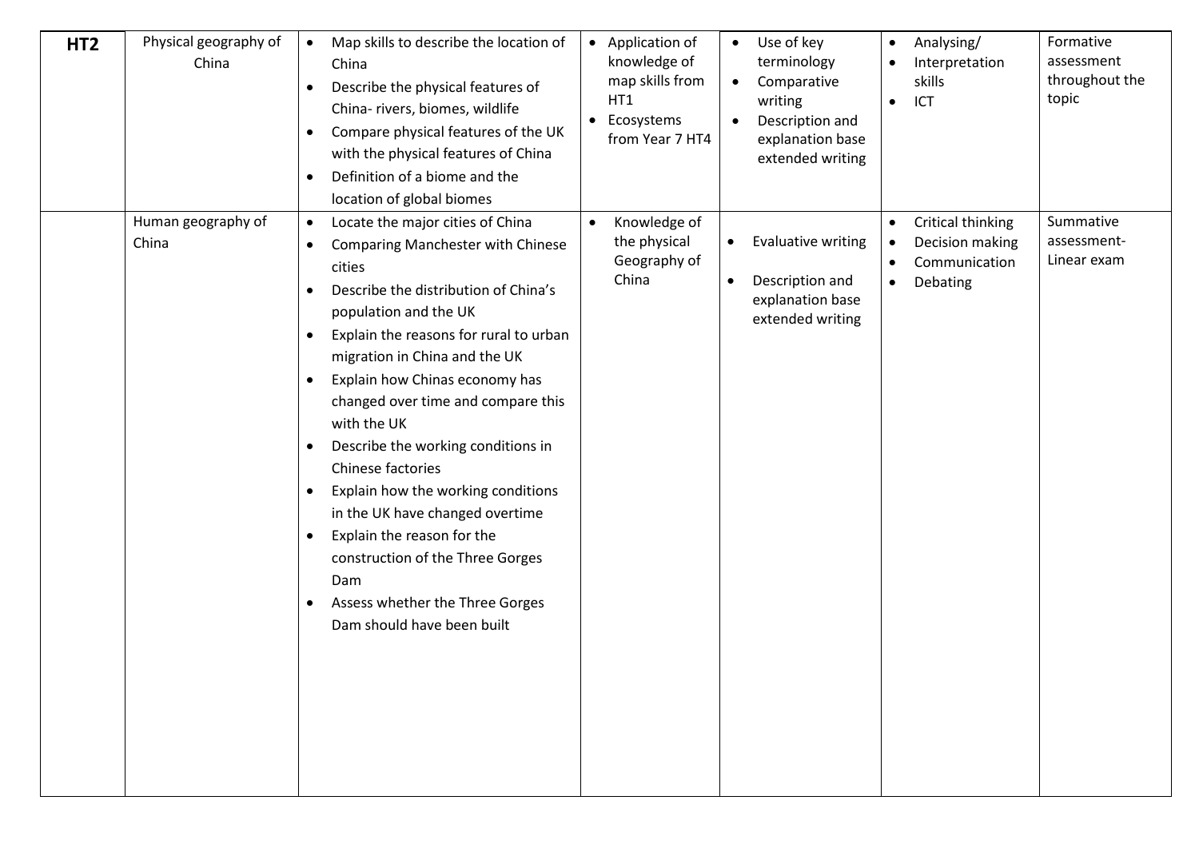| **HT2** | Physical geography of China | • Map skills to describe the location of China<br>• Describe the physical features of China- rivers, biomes, wildlife<br>• Compare physical features of the UK with the physical features of China<br>• Definition of a biome and the location of global biomes | • Application of knowledge of map skills from HT1<br>• Ecosystems from Year 7 HT4 | • Use of key terminology<br>• Comparative writing<br>• Description and explanation base extended writing | • Analysing/<br>• Interpretation skills<br>• ICT | Formative assessment throughout the topic |
|---|---|---|---|---|---|---|
| | Human geography of China | • Locate the major cities of China<br>• Comparing Manchester with Chinese cities<br>• Describe the distribution of China's population and the UK<br>• Explain the reasons for rural to urban migration in China and the UK<br>• Explain how Chinas economy has changed over time and compare this with the UK<br>• Describe the working conditions in Chinese factories<br>• Explain how the working conditions in the UK have changed overtime<br>• Explain the reason for the construction of the Three Gorges Dam<br>• Assess whether the Three Gorges Dam should have been built | • Knowledge of the physical Geography of China | • Evaluative writing<br>• Description and explanation base extended writing | • Critical thinking<br>• Decision making<br>• Communication<br>• Debating | Summative assessment- Linear exam |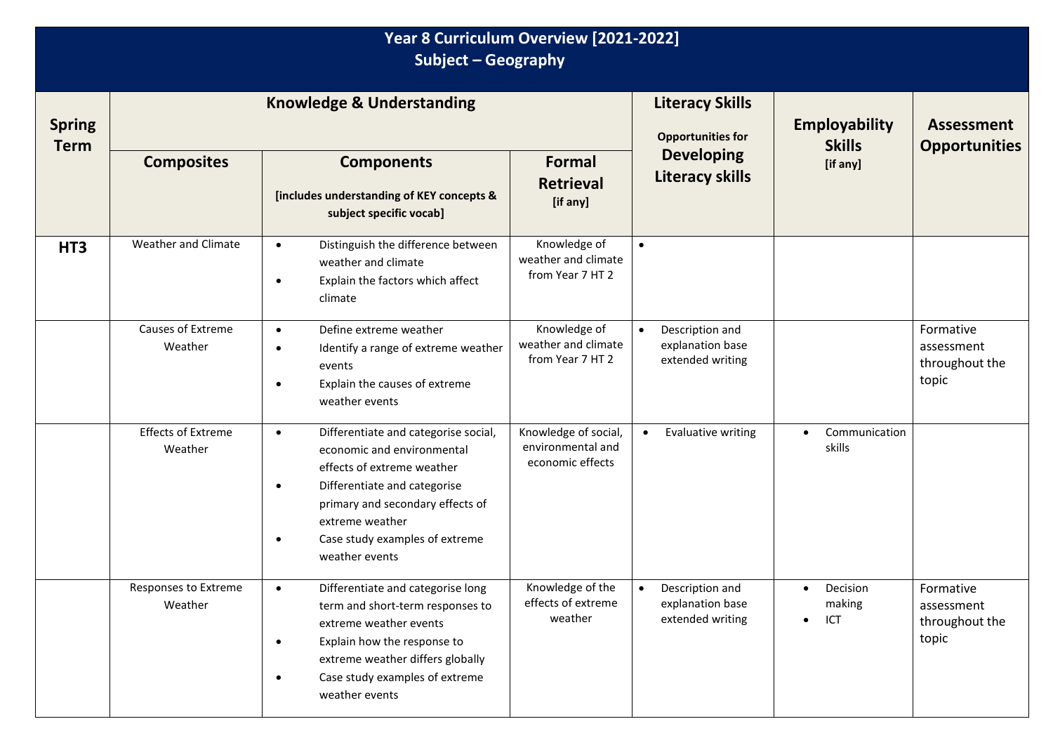# Year 8 Curriculum Overview [2021-2022]
## Subject – Geography

| Spring Term | Knowledge & Understanding | | | Literacy Skills<br>Opportunities for Developing Literacy skills | Employability Skills [if any] | Assessment Opportunities |
|---|---|---|---|---|---|---|
| | **Composites** | **Components** [includes understanding of KEY concepts & subject specific vocab] | **Formal Retrieval** [if any] | | | |
| **HT3** | Weather and Climate | • Distinguish the difference between weather and climate<br>• Explain the factors which affect climate | Knowledge of weather and climate from Year 7 HT 2 | • | | |
| | Causes of Extreme Weather | • Define extreme weather<br>• Identify a range of extreme weather events<br>• Explain the causes of extreme weather events | Knowledge of weather and climate from Year 7 HT 2 | • Description and explanation base extended writing | | Formative assessment throughout the topic |
| | Effects of Extreme Weather | • Differentiate and categorise social, economic and environmental effects of extreme weather<br>• Differentiate and categorise primary and secondary effects of extreme weather<br>• Case study examples of extreme weather events | Knowledge of social, environmental and economic effects | • Evaluative writing | • Communication skills | |
| | Responses to Extreme Weather | • Differentiate and categorise long term and short-term responses to extreme weather events<br>• Explain how the response to extreme weather differs globally<br>• Case study examples of extreme weather events | Knowledge of the effects of extreme weather | • Description and explanation base extended writing | • Decision making<br>• ICT | Formative assessment throughout the topic |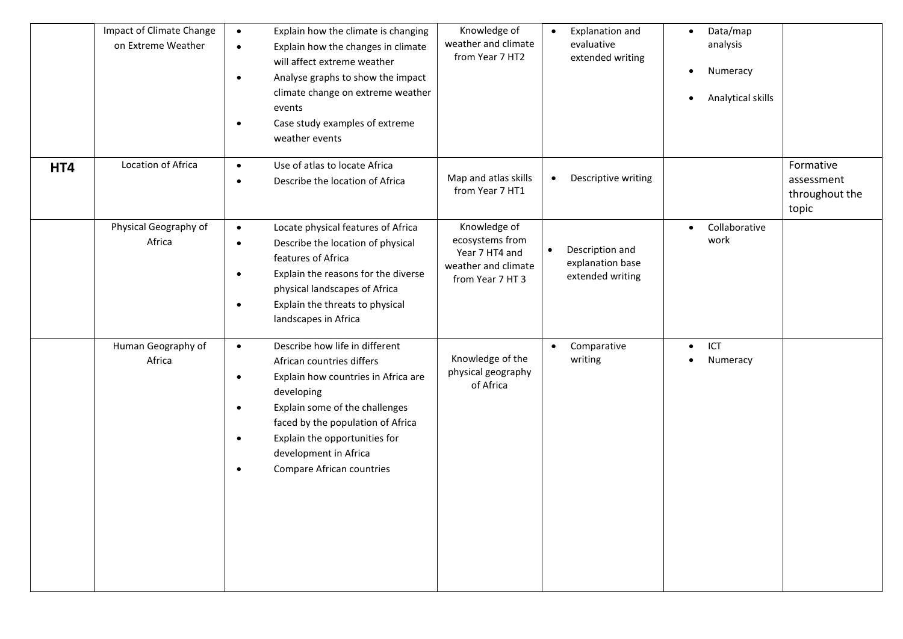| | | | | | | |
|---|---|---|---|---|---|---|
| | Impact of Climate Change on Extreme Weather | • Explain how the climate is changing<br>• Explain how the changes in climate will affect extreme weather<br>• Analyse graphs to show the impact climate change on extreme weather events<br>• Case study examples of extreme weather events | Knowledge of weather and climate from Year 7 HT2 | • Explanation and evaluative extended writing | • Data/map analysis<br>• Numeracy<br>• Analytical skills | |
| **HT4** | Location of Africa | • Use of atlas to locate Africa<br>• Describe the location of Africa | Map and atlas skills from Year 7 HT1 | • Descriptive writing | | Formative assessment throughout the topic |
| | Physical Geography of Africa | • Locate physical features of Africa<br>• Describe the location of physical features of Africa<br>• Explain the reasons for the diverse physical landscapes of Africa<br>• Explain the threats to physical landscapes in Africa | Knowledge of ecosystems from Year 7 HT4 and weather and climate from Year 7 HT 3 | • Description and explanation base extended writing | • Collaborative work | |
| | Human Geography of Africa | • Describe how life in different African countries differs<br>• Explain how countries in Africa are developing<br>• Explain some of the challenges faced by the population of Africa<br>• Explain the opportunities for development in Africa<br>• Compare African countries | Knowledge of the physical geography of Africa | • Comparative writing | • ICT<br>• Numeracy | |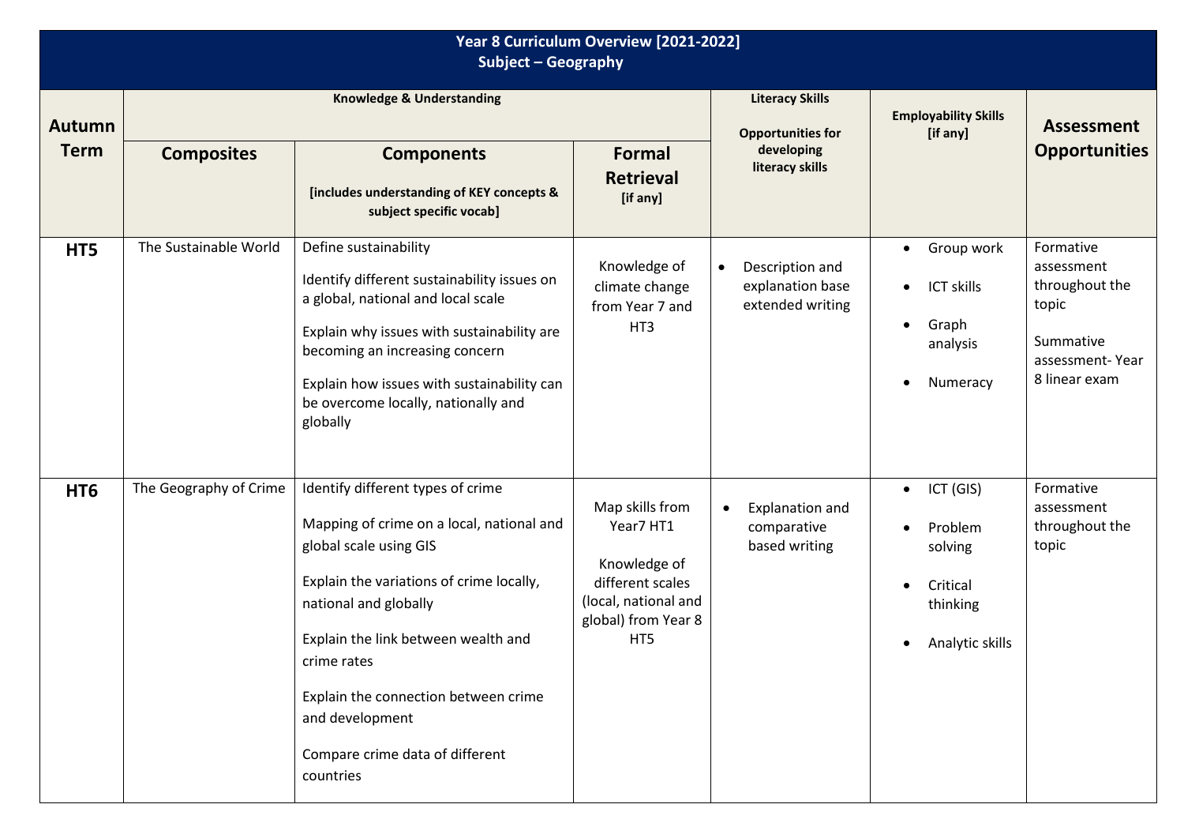# Year 8 Curriculum Overview [2021-2022]
## Subject – Geography

| Autumn Term | Knowledge & Understanding | | | Literacy Skills Opportunities for developing literacy skills | Employability Skills [if any] | Assessment Opportunities |
|---|---|---|---|---|---|---|
| | **Composites** | **Components** [includes understanding of KEY concepts & subject specific vocab] | **Formal Retrieval** [if any] | | | |
| **HT5** | The Sustainable World | Define sustainability<br><br>Identify different sustainability issues on a global, national and local scale<br><br>Explain why issues with sustainability are becoming an increasing concern<br><br>Explain how issues with sustainability can be overcome locally, nationally and globally | Knowledge of climate change from Year 7 and HT3 | • Description and explanation base extended writing | • Group work<br>• ICT skills<br>• Graph analysis<br>• Numeracy | Formative assessment throughout the topic<br><br>Summative assessment- Year 8 linear exam |
| **HT6** | The Geography of Crime | Identify different types of crime<br><br>Mapping of crime on a local, national and global scale using GIS<br><br>Explain the variations of crime locally, national and globally<br><br>Explain the link between wealth and crime rates<br><br>Explain the connection between crime and development<br><br>Compare crime data of different countries | Map skills from Year7 HT1<br><br>Knowledge of different scales (local, national and global) from Year 8 HT5 | • Explanation and comparative based writing | • ICT (GIS)<br>• Problem solving<br>• Critical thinking<br>• Analytic skills | Formative assessment throughout the topic |